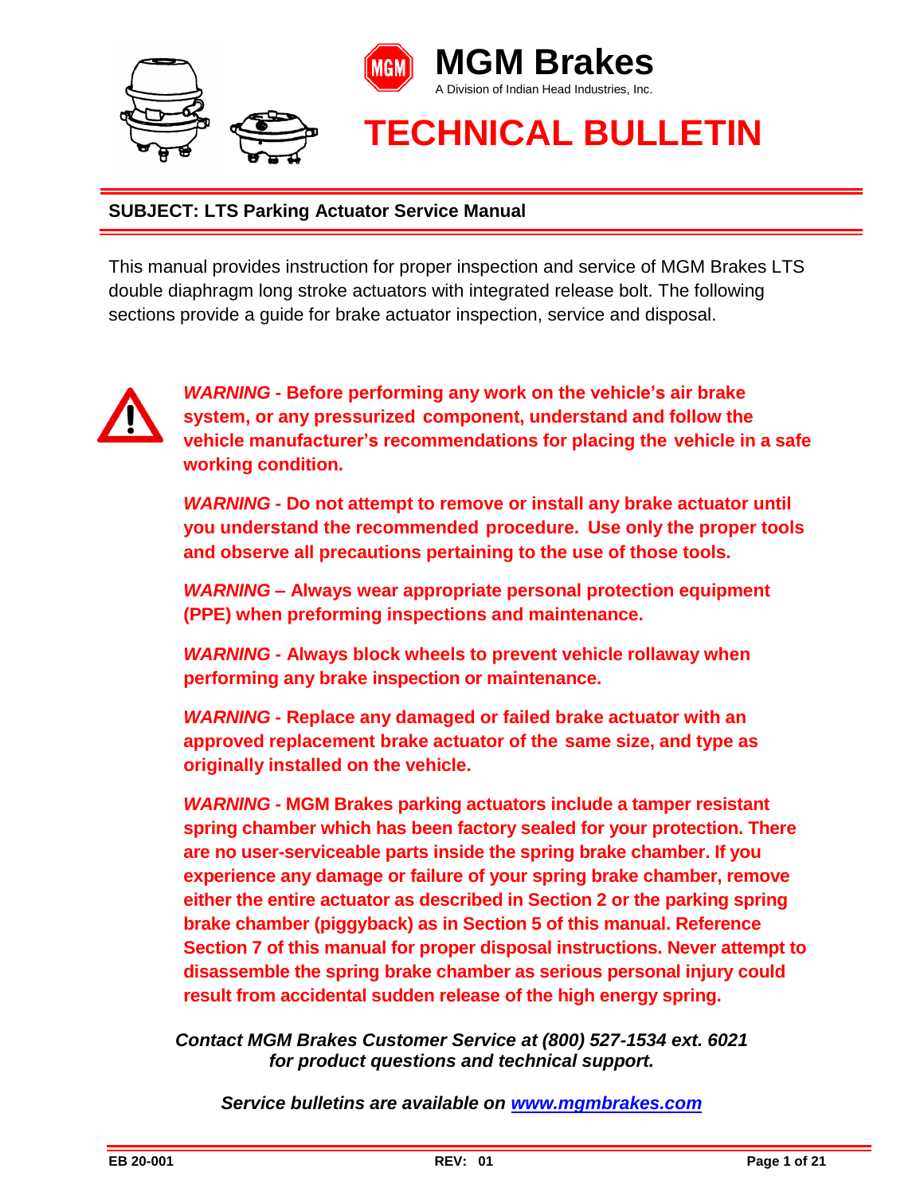# MGM Brakes

A Division of Indian Head Industries, Inc.

# TECHNICAL BULLETIN

**SUBJECT: LTS Parking Actuator Service Manual**

This manual provides instruction for proper inspection and service of MGM Brakes LTS double diaphragm long stroke actuators with integrated release bolt. The following sections provide a guide for brake actuator inspection, service and disposal.

***WARNING* - Before performing any work on the vehicle's air brake system, or any pressurized component, understand and follow the vehicle manufacturer's recommendations for placing the vehicle in a safe working condition.**

***WARNING* - Do not attempt to remove or install any brake actuator until you understand the recommended procedure. Use only the proper tools and observe all precautions pertaining to the use of those tools.**

***WARNING* – Always wear appropriate personal protection equipment (PPE) when preforming inspections and maintenance.**

***WARNING* - Always block wheels to prevent vehicle rollaway when performing any brake inspection or maintenance.**

***WARNING* - Replace any damaged or failed brake actuator with an approved replacement brake actuator of the same size, and type as originally installed on the vehicle.**

***WARNING* - MGM Brakes parking actuators include a tamper resistant spring chamber which has been factory sealed for your protection. There are no user-serviceable parts inside the spring brake chamber. If you experience any damage or failure of your spring brake chamber, remove either the entire actuator as described in Section 2 or the parking spring brake chamber (piggyback) as in Section 5 of this manual. Reference Section 7 of this manual for proper disposal instructions. Never attempt to disassemble the spring brake chamber as serious personal injury could result from accidental sudden release of the high energy spring.**

***Contact MGM Brakes Customer Service at (800) 527-1534 ext. 6021 for product questions and technical support.***

***Service bulletins are available on [www.mgmbrakes.com](http://www.mgmbrakes.com)***

**EB 20-001** **REV: 01**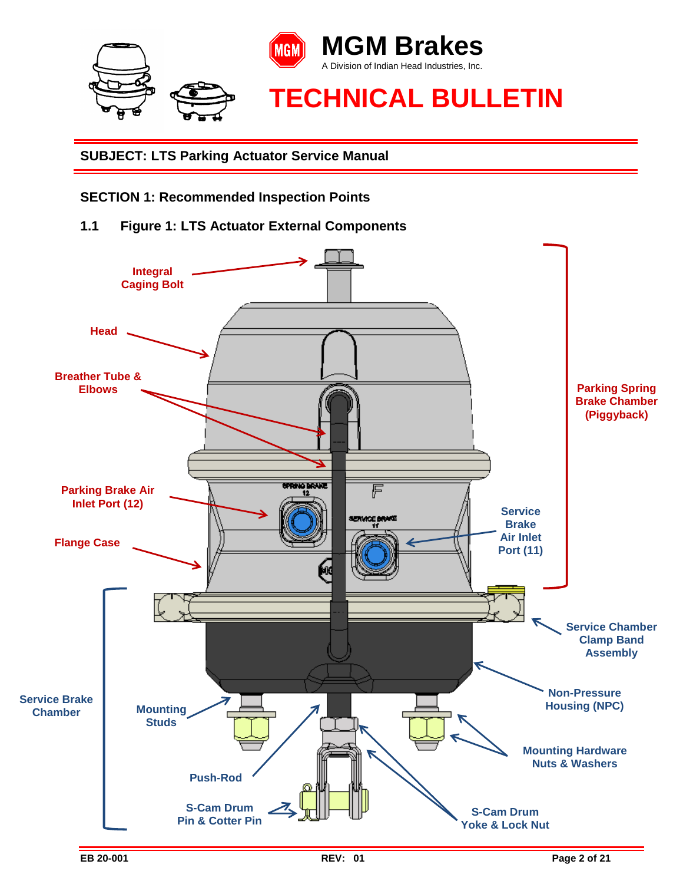# MGM Brakes

A Division of Indian Head Industries, Inc.

# TECHNICAL BULLETIN

**SUBJECT: LTS Parking Actuator Service Manual**

## SECTION 1: Recommended Inspection Points

### 1.1 Figure 1: LTS Actuator External Components

Integral Caging Bolt

Head

Breather Tube & Elbows

Parking Brake Air Inlet Port (12)

Flange Case

Parking Spring Brake Chamber (Piggyback)

Service Brake Air Inlet Port (11)

Service Chamber Clamp Band Assembly

Non-Pressure Housing (NPC)

Service Brake Chamber

Mounting Studs

Mounting Hardware Nuts & Washers

Push-Rod

S-Cam Drum Pin & Cotter Pin

S-Cam Drum Yoke & Lock Nut

EB 20-001 REV: 01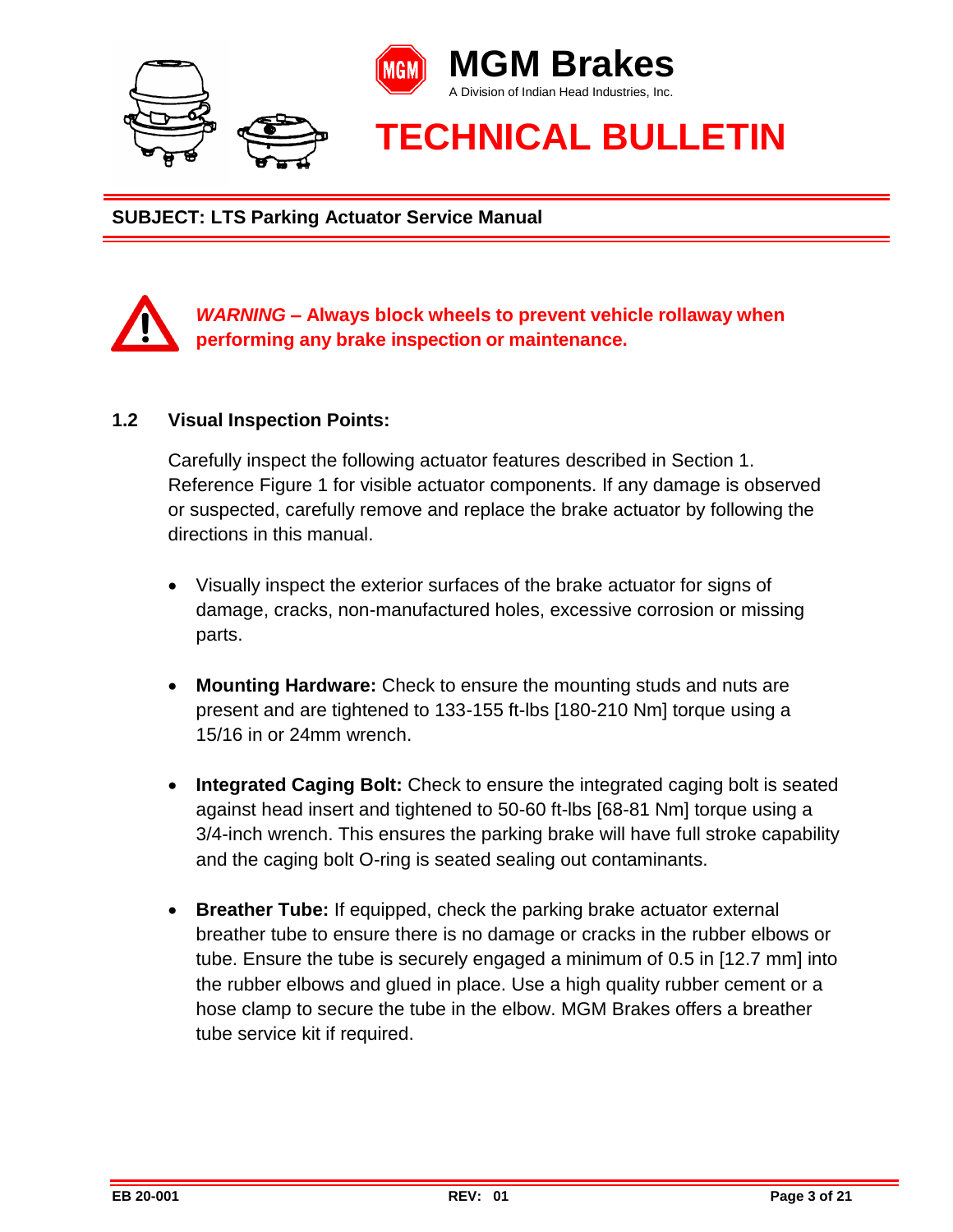**SUBJECT: LTS Parking Actuator Service Manual**

***WARNING*** **– Always block wheels to prevent vehicle rollaway when performing any brake inspection or maintenance.**

## 1.2 Visual Inspection Points:

Carefully inspect the following actuator features described in Section 1. Reference Figure 1 for visible actuator components. If any damage is observed or suspected, carefully remove and replace the brake actuator by following the directions in this manual.

- Visually inspect the exterior surfaces of the brake actuator for signs of damage, cracks, non-manufactured holes, excessive corrosion or missing parts.

- **Mounting Hardware:** Check to ensure the mounting studs and nuts are present and are tightened to 133-155 ft-lbs [180-210 Nm] torque using a 15/16 in or 24mm wrench.

- **Integrated Caging Bolt:** Check to ensure the integrated caging bolt is seated against head insert and tightened to 50-60 ft-lbs [68-81 Nm] torque using a 3/4-inch wrench. This ensures the parking brake will have full stroke capability and the caging bolt O-ring is seated sealing out contaminants.

- **Breather Tube:** If equipped, check the parking brake actuator external breather tube to ensure there is no damage or cracks in the rubber elbows or tube. Ensure the tube is securely engaged a minimum of 0.5 in [12.7 mm] into the rubber elbows and glued in place. Use a high quality rubber cement or a hose clamp to secure the tube in the elbow. MGM Brakes offers a breather tube service kit if required.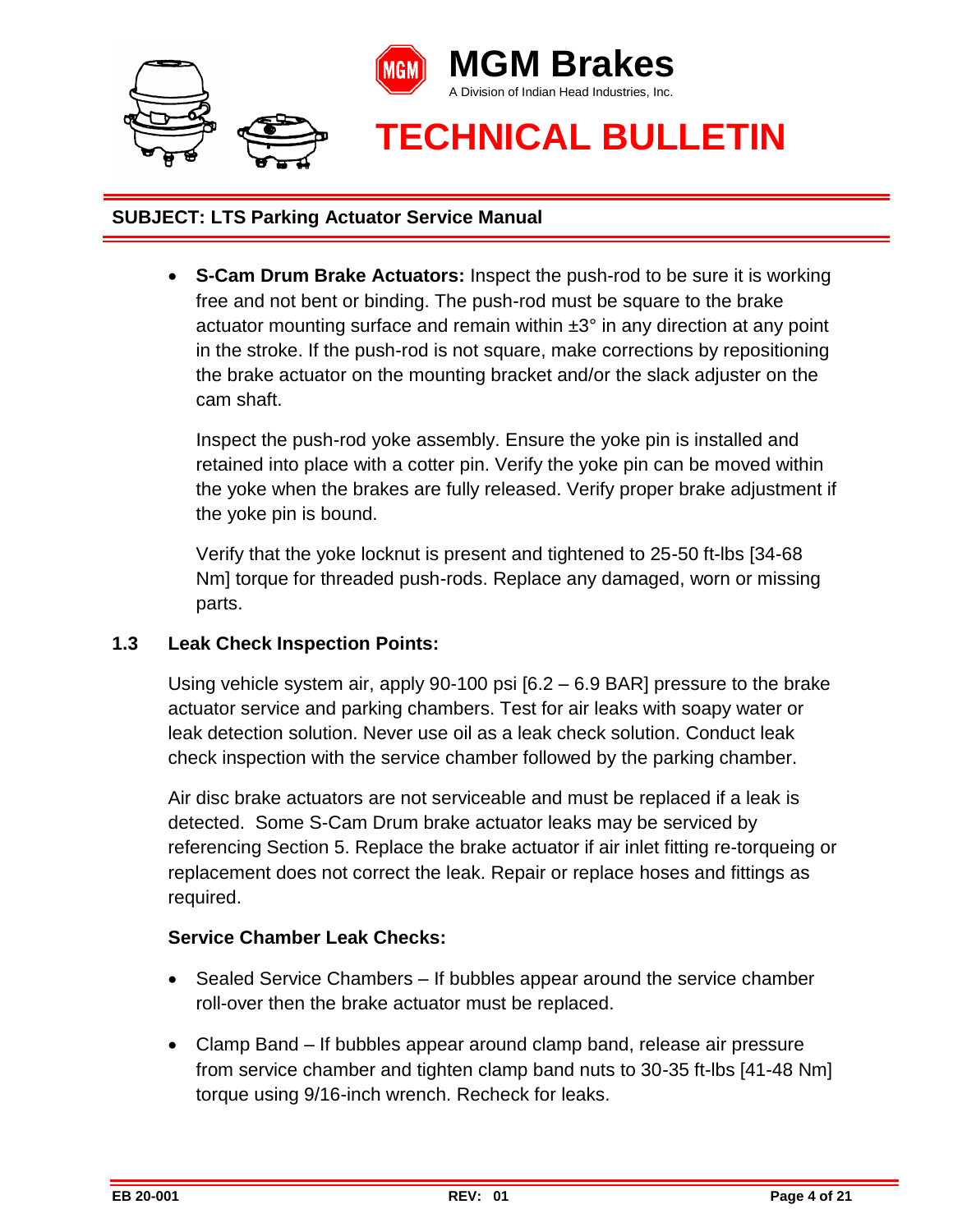**SUBJECT: LTS Parking Actuator Service Manual**

- **S-Cam Drum Brake Actuators:** Inspect the push-rod to be sure it is working free and not bent or binding. The push-rod must be square to the brake actuator mounting surface and remain within ±3° in any direction at any point in the stroke. If the push-rod is not square, make corrections by repositioning the brake actuator on the mounting bracket and/or the slack adjuster on the cam shaft.

  Inspect the push-rod yoke assembly. Ensure the yoke pin is installed and retained into place with a cotter pin. Verify the yoke pin can be moved within the yoke when the brakes are fully released. Verify proper brake adjustment if the yoke pin is bound.

  Verify that the yoke locknut is present and tightened to 25-50 ft-lbs [34-68 Nm] torque for threaded push-rods. Replace any damaged, worn or missing parts.

### 1.3 Leak Check Inspection Points:

Using vehicle system air, apply 90-100 psi [6.2 – 6.9 BAR] pressure to the brake actuator service and parking chambers. Test for air leaks with soapy water or leak detection solution. Never use oil as a leak check solution. Conduct leak check inspection with the service chamber followed by the parking chamber.

Air disc brake actuators are not serviceable and must be replaced if a leak is detected. Some S-Cam Drum brake actuator leaks may be serviced by referencing Section 5. Replace the brake actuator if air inlet fitting re-torqueing or replacement does not correct the leak. Repair or replace hoses and fittings as required.

**Service Chamber Leak Checks:**

- Sealed Service Chambers – If bubbles appear around the service chamber roll-over then the brake actuator must be replaced.
- Clamp Band – If bubbles appear around clamp band, release air pressure from service chamber and tighten clamp band nuts to 30-35 ft-lbs [41-48 Nm] torque using 9/16-inch wrench. Recheck for leaks.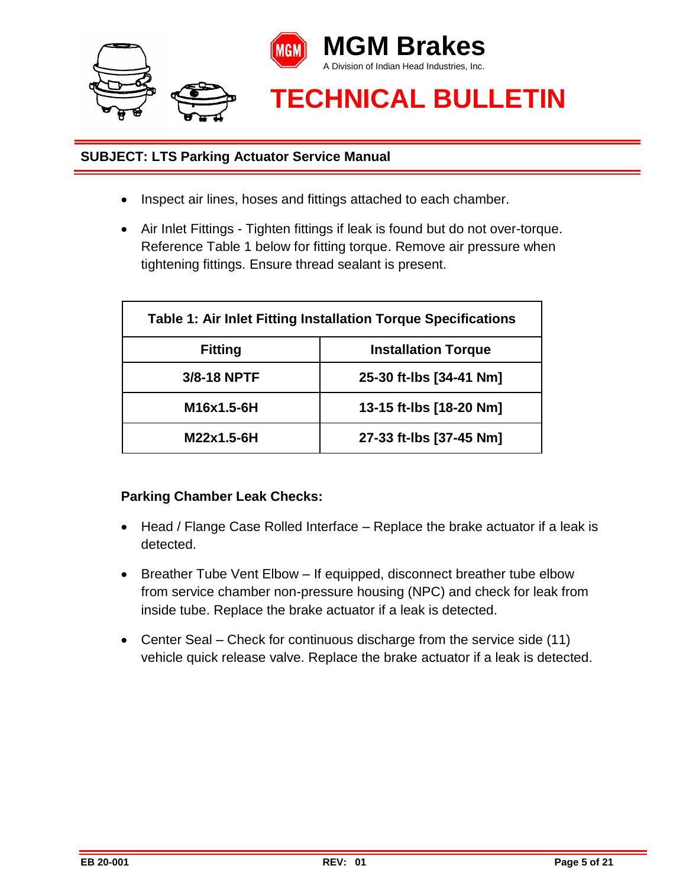- Inspect air lines, hoses and fittings attached to each chamber.
- Air Inlet Fittings - Tighten fittings if leak is found but do not over-torque. Reference Table 1 below for fitting torque. Remove air pressure when tightening fittings. Ensure thread sealant is present.

**Table 1: Air Inlet Fitting Installation Torque Specifications**

| Fitting | Installation Torque |
|---|---|
| 3/8-18 NPTF | 25-30 ft-lbs [34-41 Nm] |
| M16x1.5-6H | 13-15 ft-lbs [18-20 Nm] |
| M22x1.5-6H | 27-33 ft-lbs [37-45 Nm] |

**Parking Chamber Leak Checks:**

- Head / Flange Case Rolled Interface – Replace the brake actuator if a leak is detected.
- Breather Tube Vent Elbow – If equipped, disconnect breather tube elbow from service chamber non-pressure housing (NPC) and check for leak from inside tube. Replace the brake actuator if a leak is detected.
- Center Seal – Check for continuous discharge from the service side (11) vehicle quick release valve. Replace the brake actuator if a leak is detected.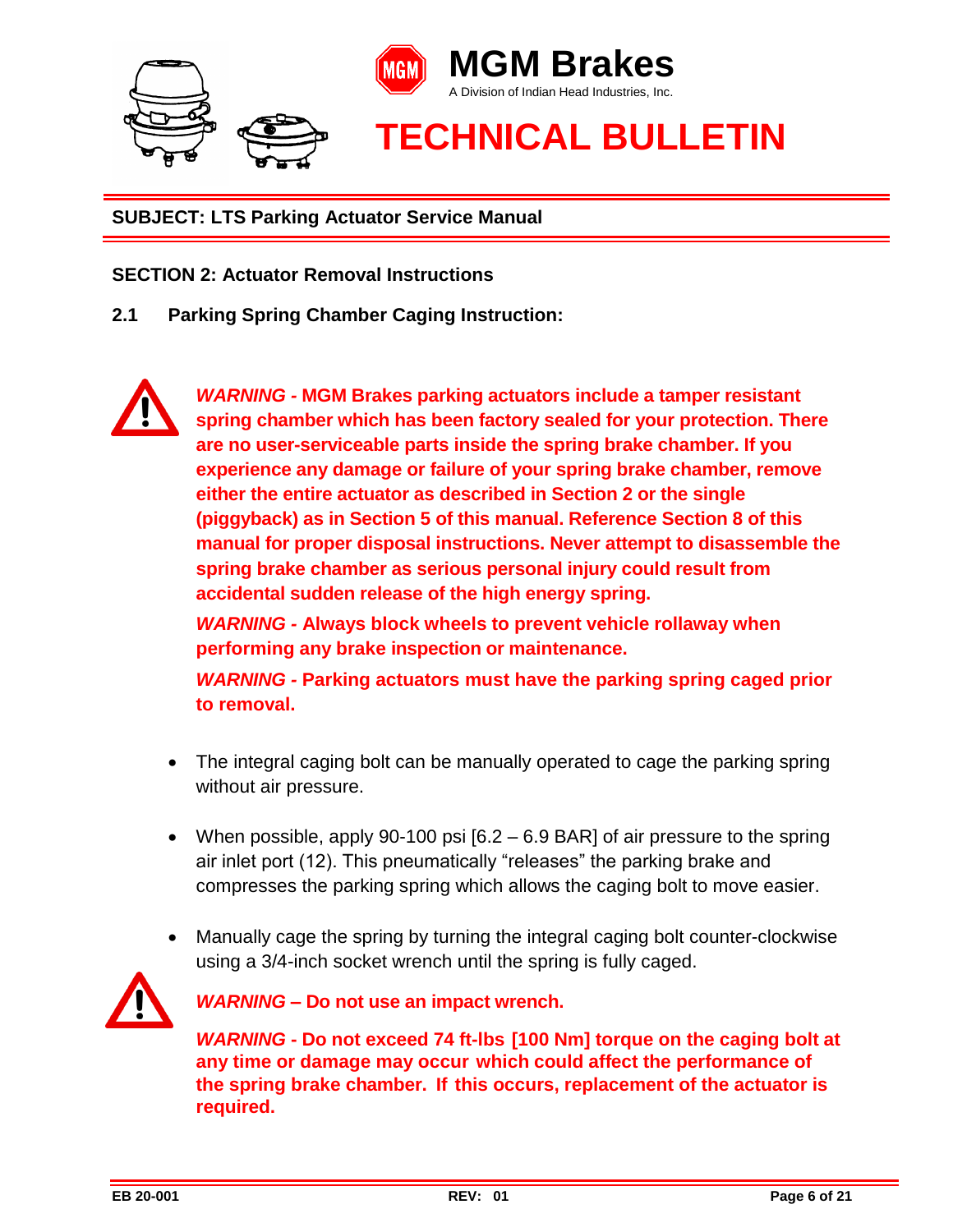**SUBJECT: LTS Parking Actuator Service Manual**

## SECTION 2: Actuator Removal Instructions

### 2.1 Parking Spring Chamber Caging Instruction:

***WARNING* - MGM Brakes parking actuators include a tamper resistant spring chamber which has been factory sealed for your protection. There are no user-serviceable parts inside the spring brake chamber. If you experience any damage or failure of your spring brake chamber, remove either the entire actuator as described in Section 2 or the single (piggyback) as in Section 5 of this manual. Reference Section 8 of this manual for proper disposal instructions. Never attempt to disassemble the spring brake chamber as serious personal injury could result from accidental sudden release of the high energy spring.**

***WARNING* - Always block wheels to prevent vehicle rollaway when performing any brake inspection or maintenance.**

***WARNING* - Parking actuators must have the parking spring caged prior to removal.**

- The integral caging bolt can be manually operated to cage the parking spring without air pressure.
- When possible, apply 90-100 psi [6.2 – 6.9 BAR] of air pressure to the spring air inlet port (12). This pneumatically “releases” the parking brake and compresses the parking spring which allows the caging bolt to move easier.
- Manually cage the spring by turning the integral caging bolt counter-clockwise using a 3/4-inch socket wrench until the spring is fully caged.

***WARNING* – Do not use an impact wrench.**

***WARNING* - Do not exceed 74 ft-lbs [100 Nm] torque on the caging bolt at any time or damage may occur which could affect the performance of the spring brake chamber. If this occurs, replacement of the actuator is required.**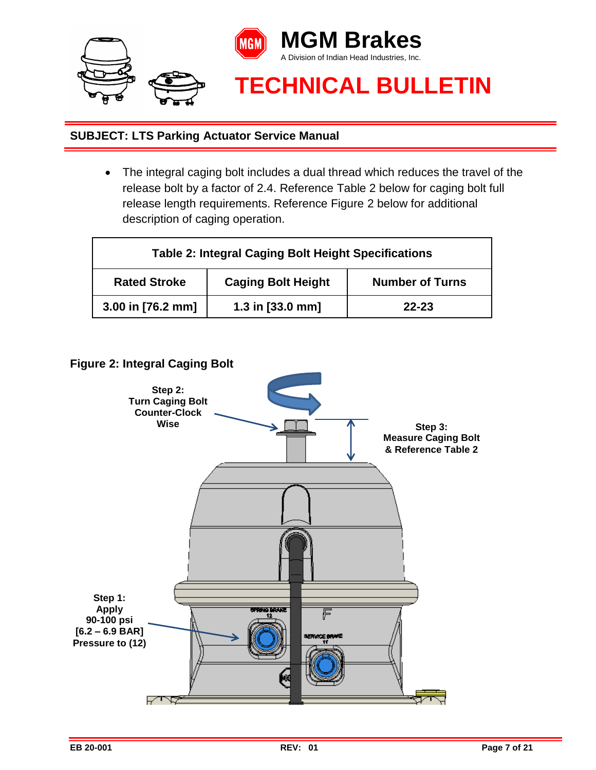**SUBJECT: LTS Parking Actuator Service Manual**

- The integral caging bolt includes a dual thread which reduces the travel of the release bolt by a factor of 2.4. Reference Table 2 below for caging bolt full release length requirements. Reference Figure 2 below for additional description of caging operation.

| Table 2: Integral Caging Bolt Height Specifications | | |
|---|---|---|
| **Rated Stroke** | **Caging Bolt Height** | **Number of Turns** |
| **3.00 in [76.2 mm]** | **1.3 in [33.0 mm]** | **22-23** |

**Figure 2: Integral Caging Bolt**

Step 2: Turn Caging Bolt Counter-Clock Wise

Step 3: Measure Caging Bolt & Reference Table 2

Step 1: Apply 90-100 psi [6.2 – 6.9 BAR] Pressure to (12)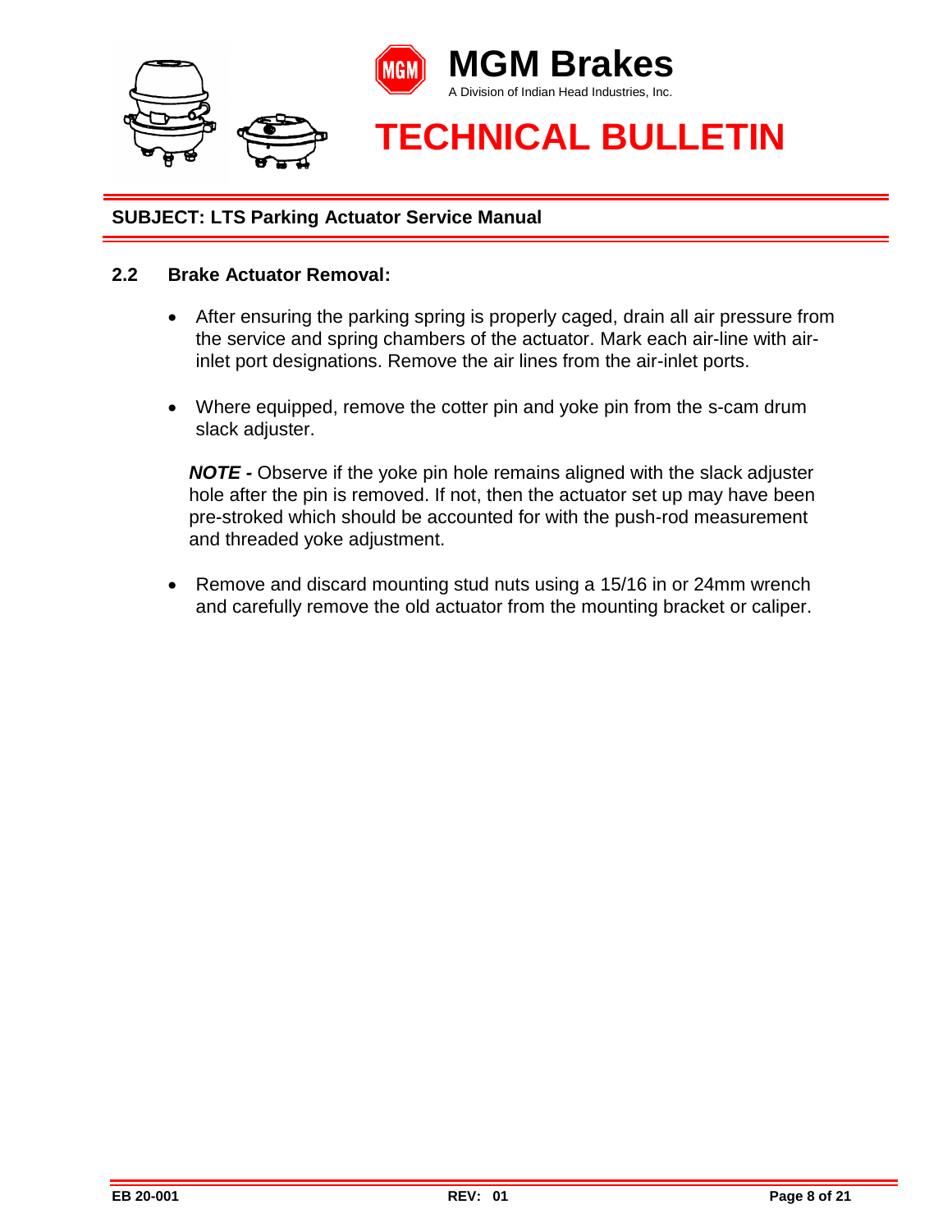## 2.2 Brake Actuator Removal:

- After ensuring the parking spring is properly caged, drain all air pressure from the service and spring chambers of the actuator. Mark each air-line with air-inlet port designations. Remove the air lines from the air-inlet ports.

- Where equipped, remove the cotter pin and yoke pin from the s-cam drum slack adjuster.

  ***NOTE -*** Observe if the yoke pin hole remains aligned with the slack adjuster hole after the pin is removed. If not, then the actuator set up may have been pre-stroked which should be accounted for with the push-rod measurement and threaded yoke adjustment.

- Remove and discard mounting stud nuts using a 15/16 in or 24mm wrench and carefully remove the old actuator from the mounting bracket or caliper.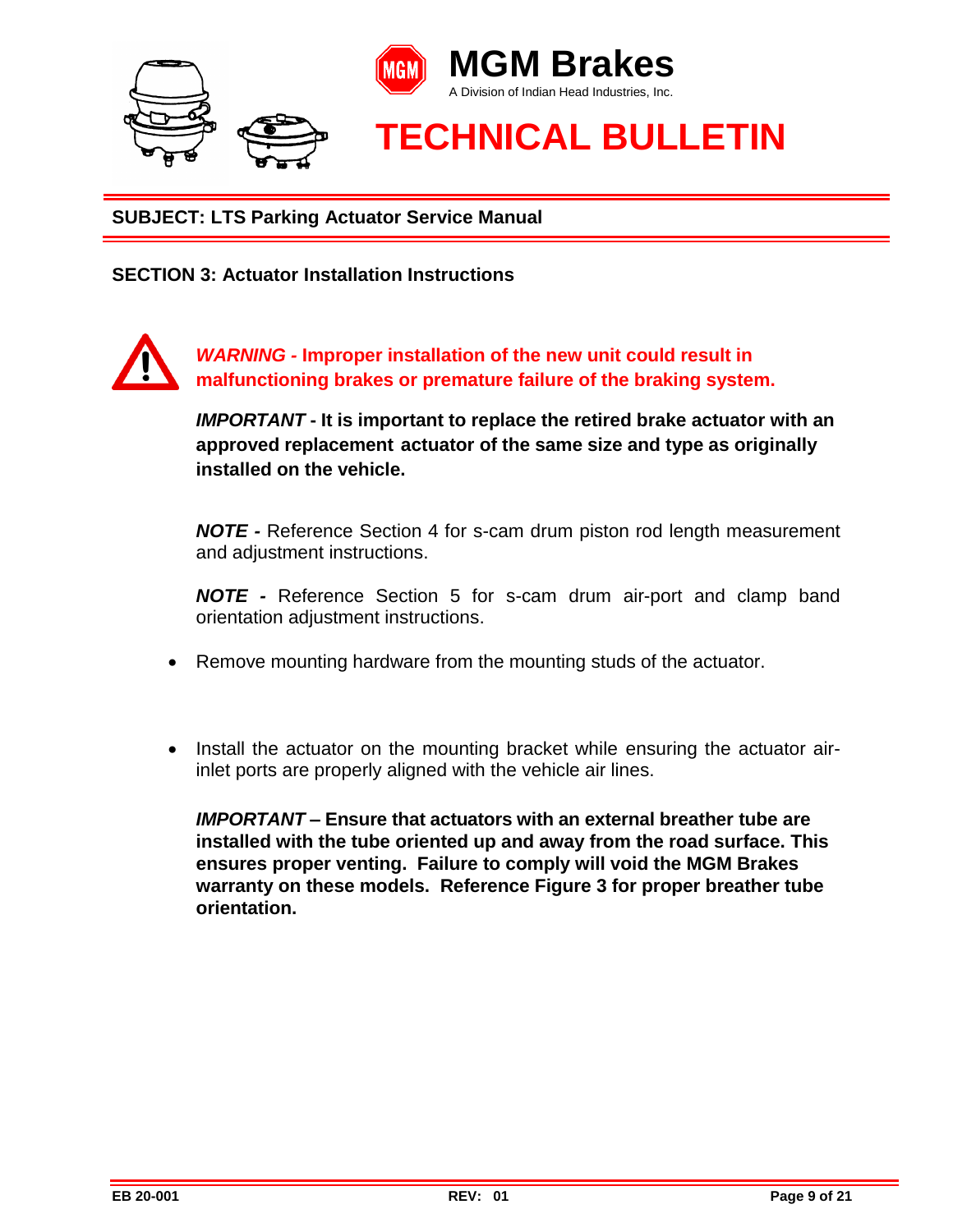**SUBJECT: LTS Parking Actuator Service Manual**

## SECTION 3: Actuator Installation Instructions

***WARNING* - Improper installation of the new unit could result in malfunctioning brakes or premature failure of the braking system.**

***IMPORTANT* - It is important to replace the retired brake actuator with an approved replacement actuator of the same size and type as originally installed on the vehicle.**

***NOTE -*** Reference Section 4 for s-cam drum piston rod length measurement and adjustment instructions.

***NOTE -*** Reference Section 5 for s-cam drum air-port and clamp band orientation adjustment instructions.

- Remove mounting hardware from the mounting studs of the actuator.

- Install the actuator on the mounting bracket while ensuring the actuator air-inlet ports are properly aligned with the vehicle air lines.

***IMPORTANT* – Ensure that actuators with an external breather tube are installed with the tube oriented up and away from the road surface. This ensures proper venting. Failure to comply will void the MGM Brakes warranty on these models. Reference Figure 3 for proper breather tube orientation.**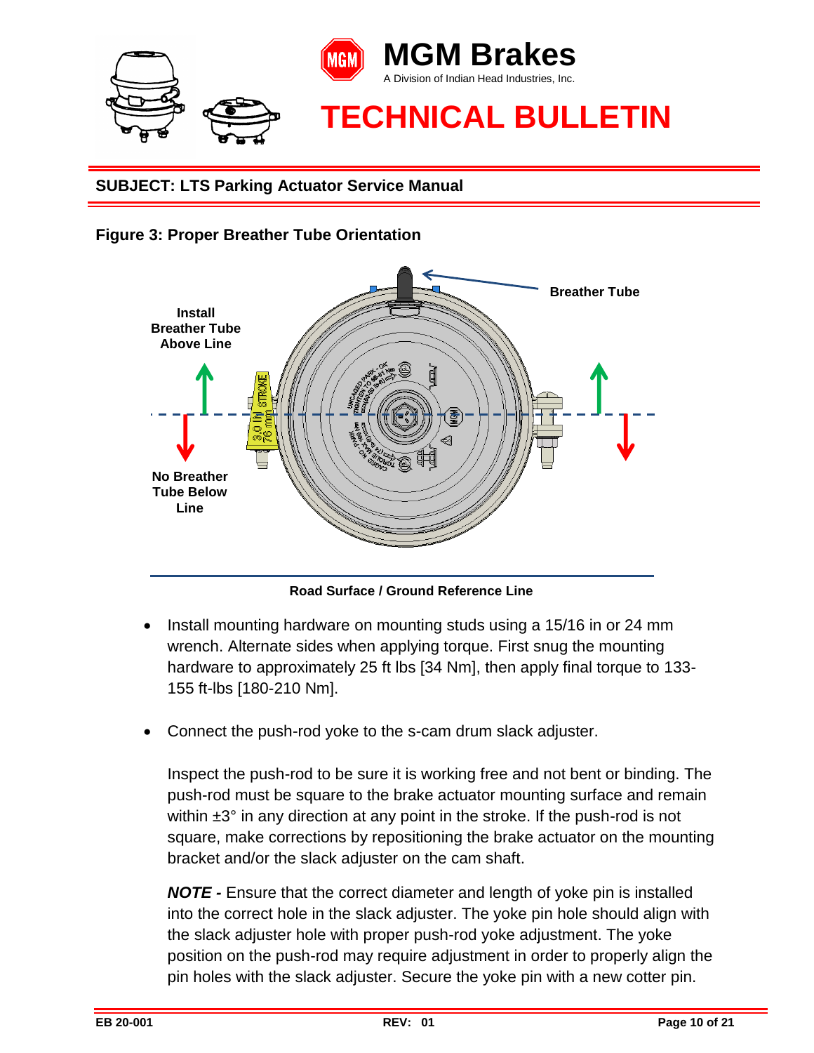**SUBJECT: LTS Parking Actuator Service Manual**

**Figure 3: Proper Breather Tube Orientation**

- Install mounting hardware on mounting studs using a 15/16 in or 24 mm wrench. Alternate sides when applying torque. First snug the mounting hardware to approximately 25 ft lbs [34 Nm], then apply final torque to 133-155 ft-lbs [180-210 Nm].

- Connect the push-rod yoke to the s-cam drum slack adjuster.

  Inspect the push-rod to be sure it is working free and not bent or binding. The push-rod must be square to the brake actuator mounting surface and remain within ±3° in any direction at any point in the stroke. If the push-rod is not square, make corrections by repositioning the brake actuator on the mounting bracket and/or the slack adjuster on the cam shaft.

  ***NOTE -*** Ensure that the correct diameter and length of yoke pin is installed into the correct hole in the slack adjuster. The yoke pin hole should align with the slack adjuster hole with proper push-rod yoke adjustment. The yoke position on the push-rod may require adjustment in order to properly align the pin holes with the slack adjuster. Secure the yoke pin with a new cotter pin.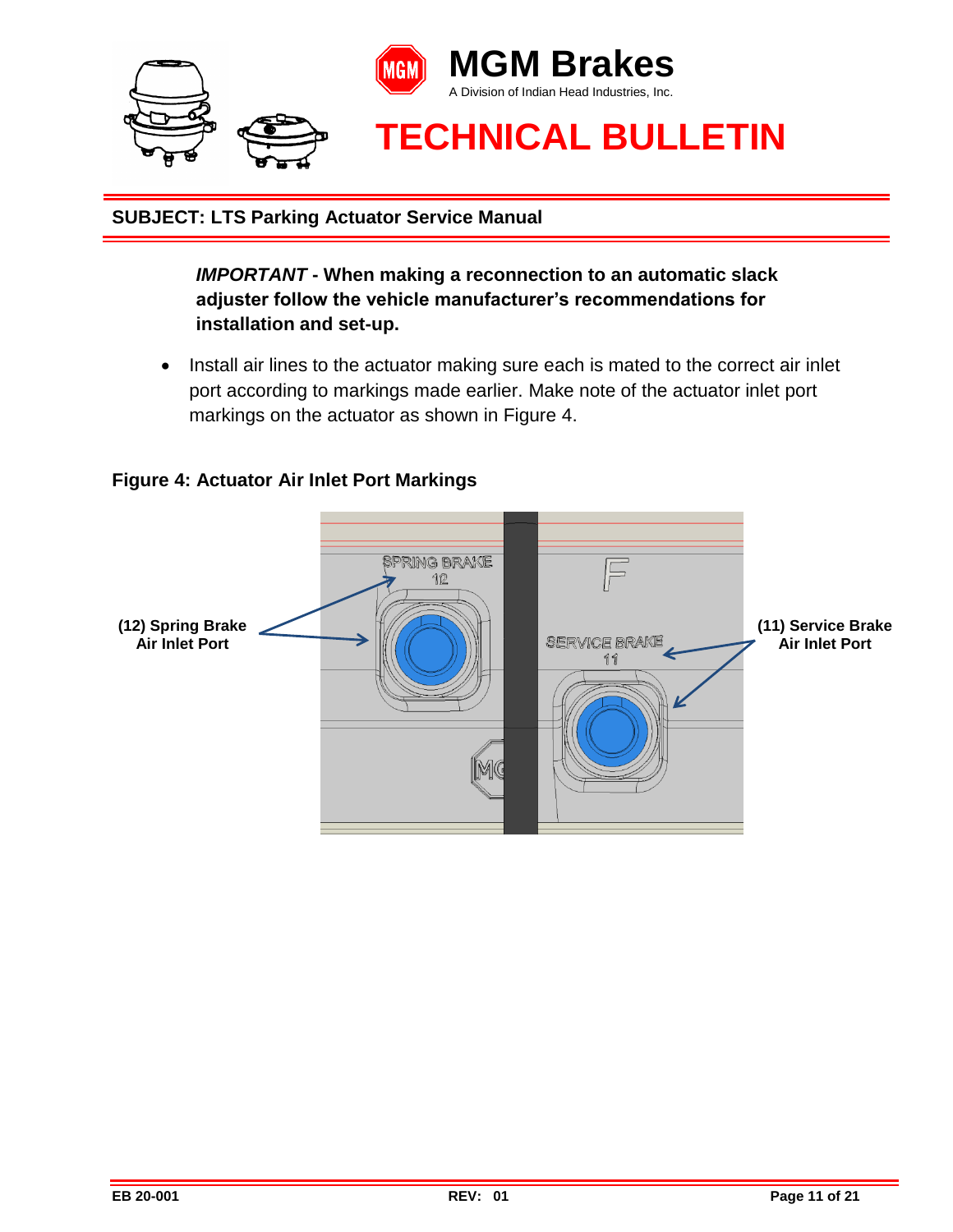**SUBJECT: LTS Parking Actuator Service Manual**

> ***IMPORTANT* - When making a reconnection to an automatic slack adjuster follow the vehicle manufacturer's recommendations for installation and set-up.**

- Install air lines to the actuator making sure each is mated to the correct air inlet port according to markings made earlier. Make note of the actuator inlet port markings on the actuator as shown in Figure 4.

**Figure 4: Actuator Air Inlet Port Markings**

**(12) Spring Brake Air Inlet Port**

**(11) Service Brake Air Inlet Port**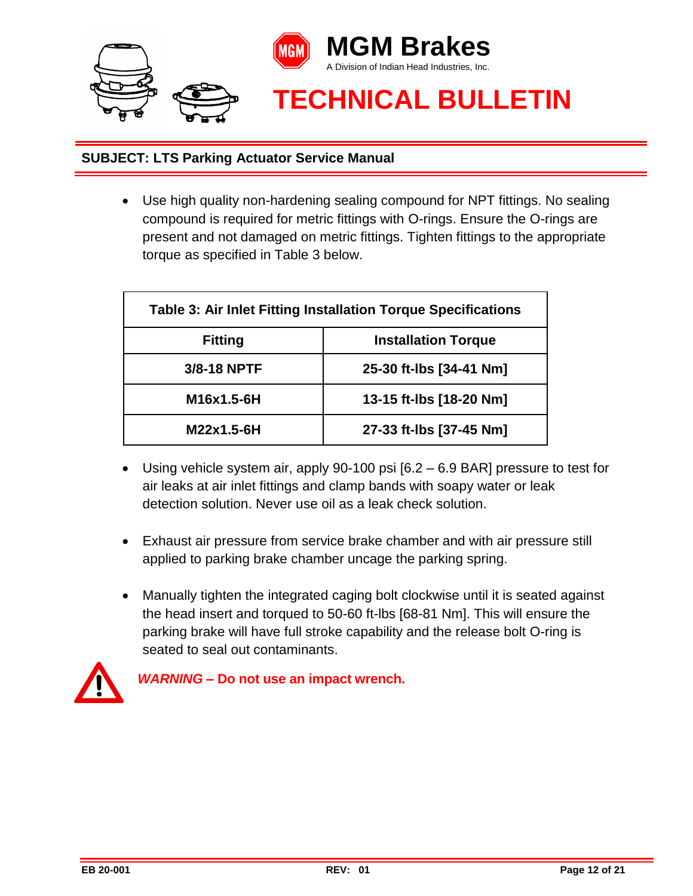**SUBJECT: LTS Parking Actuator Service Manual**

- Use high quality non-hardening sealing compound for NPT fittings. No sealing compound is required for metric fittings with O-rings. Ensure the O-rings are present and not damaged on metric fittings. Tighten fittings to the appropriate torque as specified in Table 3 below.

**Table 3: Air Inlet Fitting Installation Torque Specifications**

| Fitting | Installation Torque |
|---|---|
| 3/8-18 NPTF | 25-30 ft-lbs [34-41 Nm] |
| M16x1.5-6H | 13-15 ft-lbs [18-20 Nm] |
| M22x1.5-6H | 27-33 ft-lbs [37-45 Nm] |

- Using vehicle system air, apply 90-100 psi [6.2 – 6.9 BAR] pressure to test for air leaks at air inlet fittings and clamp bands with soapy water or leak detection solution. Never use oil as a leak check solution.

- Exhaust air pressure from service brake chamber and with air pressure still applied to parking brake chamber uncage the parking spring.

- Manually tighten the integrated caging bolt clockwise until it is seated against the head insert and torqued to 50-60 ft-lbs [68-81 Nm]. This will ensure the parking brake will have full stroke capability and the release bolt O-ring is seated to seal out contaminants.

***WARNING* – Do not use an impact wrench.**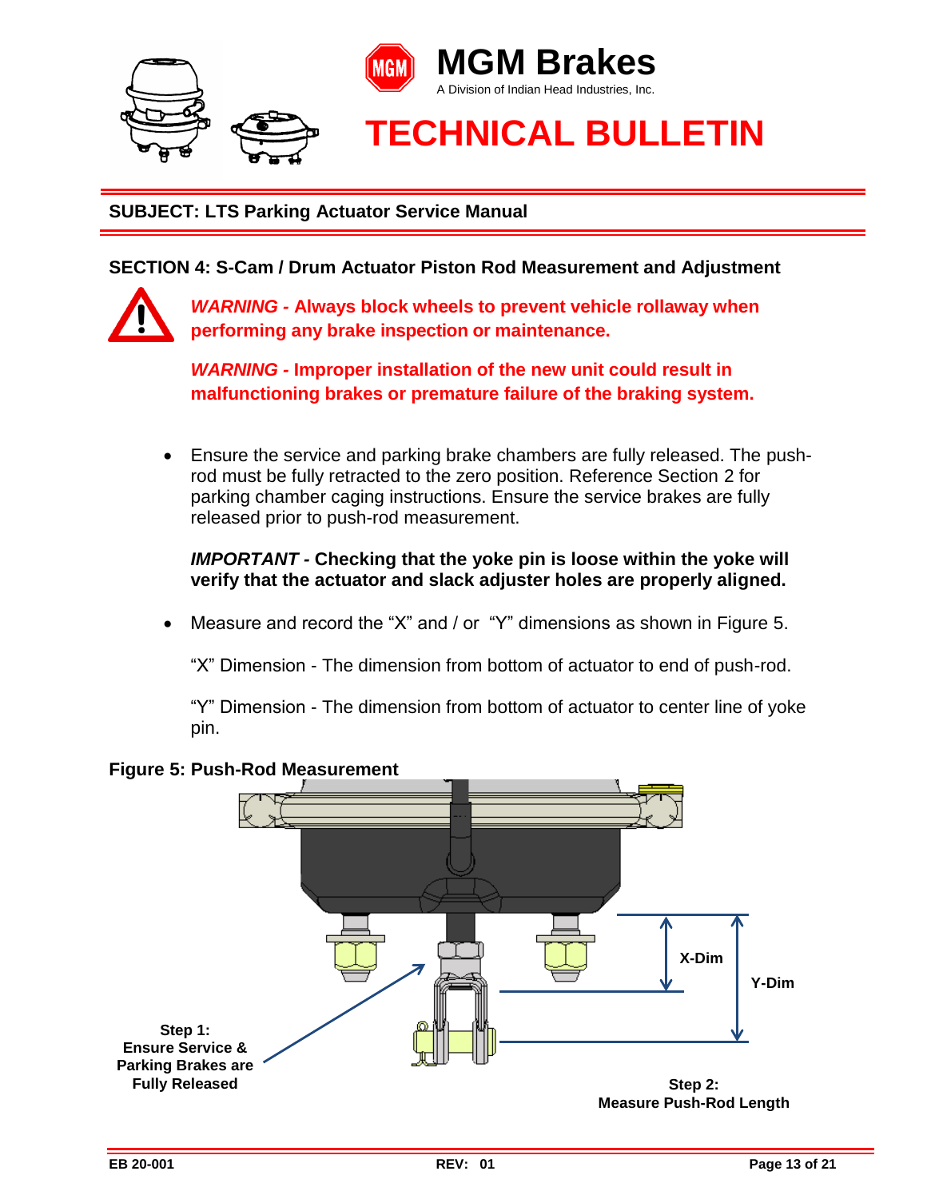# MGM Brakes

A Division of Indian Head Industries, Inc.

# TECHNICAL BULLETIN

**SUBJECT: LTS Parking Actuator Service Manual**

## SECTION 4: S-Cam / Drum Actuator Piston Rod Measurement and Adjustment

***WARNING*** **- Always block wheels to prevent vehicle rollaway when performing any brake inspection or maintenance.**

***WARNING*** **- Improper installation of the new unit could result in malfunctioning brakes or premature failure of the braking system.**

- Ensure the service and parking brake chambers are fully released. The push-rod must be fully retracted to the zero position. Reference Section 2 for parking chamber caging instructions. Ensure the service brakes are fully released prior to push-rod measurement.

  ***IMPORTANT*** **- Checking that the yoke pin is loose within the yoke will verify that the actuator and slack adjuster holes are properly aligned.**

- Measure and record the “X” and / or “Y” dimensions as shown in Figure 5.

  “X” Dimension - The dimension from bottom of actuator to end of push-rod.

  “Y” Dimension - The dimension from bottom of actuator to center line of yoke pin.

**Figure 5: Push-Rod Measurement**

X-Dim

Y-Dim

**Step 1: Ensure Service & Parking Brakes are Fully Released**

**Step 2: Measure Push-Rod Length**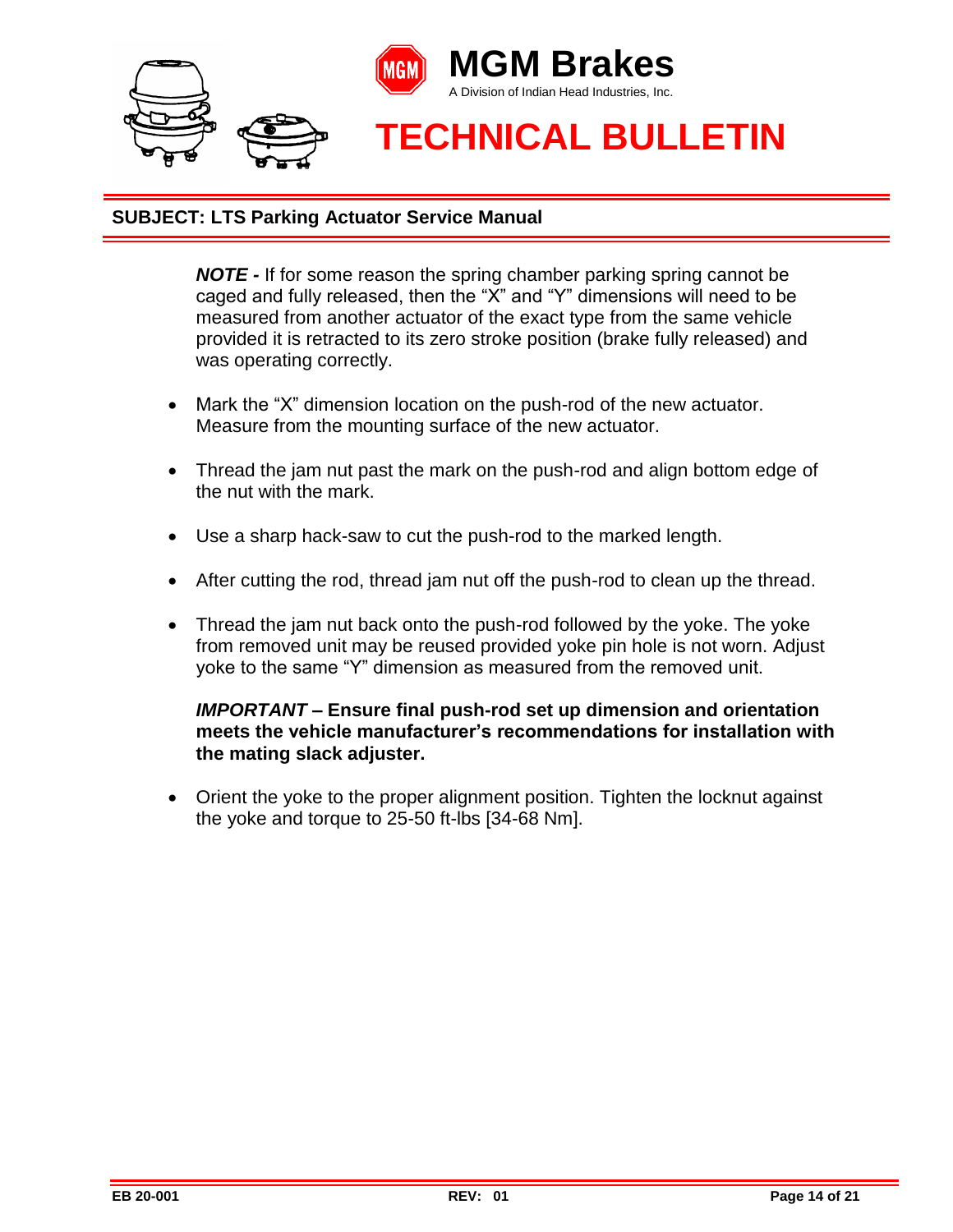***NOTE -*** If for some reason the spring chamber parking spring cannot be caged and fully released, then the “X” and “Y” dimensions will need to be measured from another actuator of the exact type from the same vehicle provided it is retracted to its zero stroke position (brake fully released) and was operating correctly.

- Mark the “X” dimension location on the push-rod of the new actuator. Measure from the mounting surface of the new actuator.
- Thread the jam nut past the mark on the push-rod and align bottom edge of the nut with the mark.
- Use a sharp hack-saw to cut the push-rod to the marked length.
- After cutting the rod, thread jam nut off the push-rod to clean up the thread.
- Thread the jam nut back onto the push-rod followed by the yoke. The yoke from removed unit may be reused provided yoke pin hole is not worn. Adjust yoke to the same “Y” dimension as measured from the removed unit.

***IMPORTANT* – Ensure final push-rod set up dimension and orientation meets the vehicle manufacturer’s recommendations for installation with the mating slack adjuster.**

- Orient the yoke to the proper alignment position. Tighten the locknut against the yoke and torque to 25-50 ft-lbs [34-68 Nm].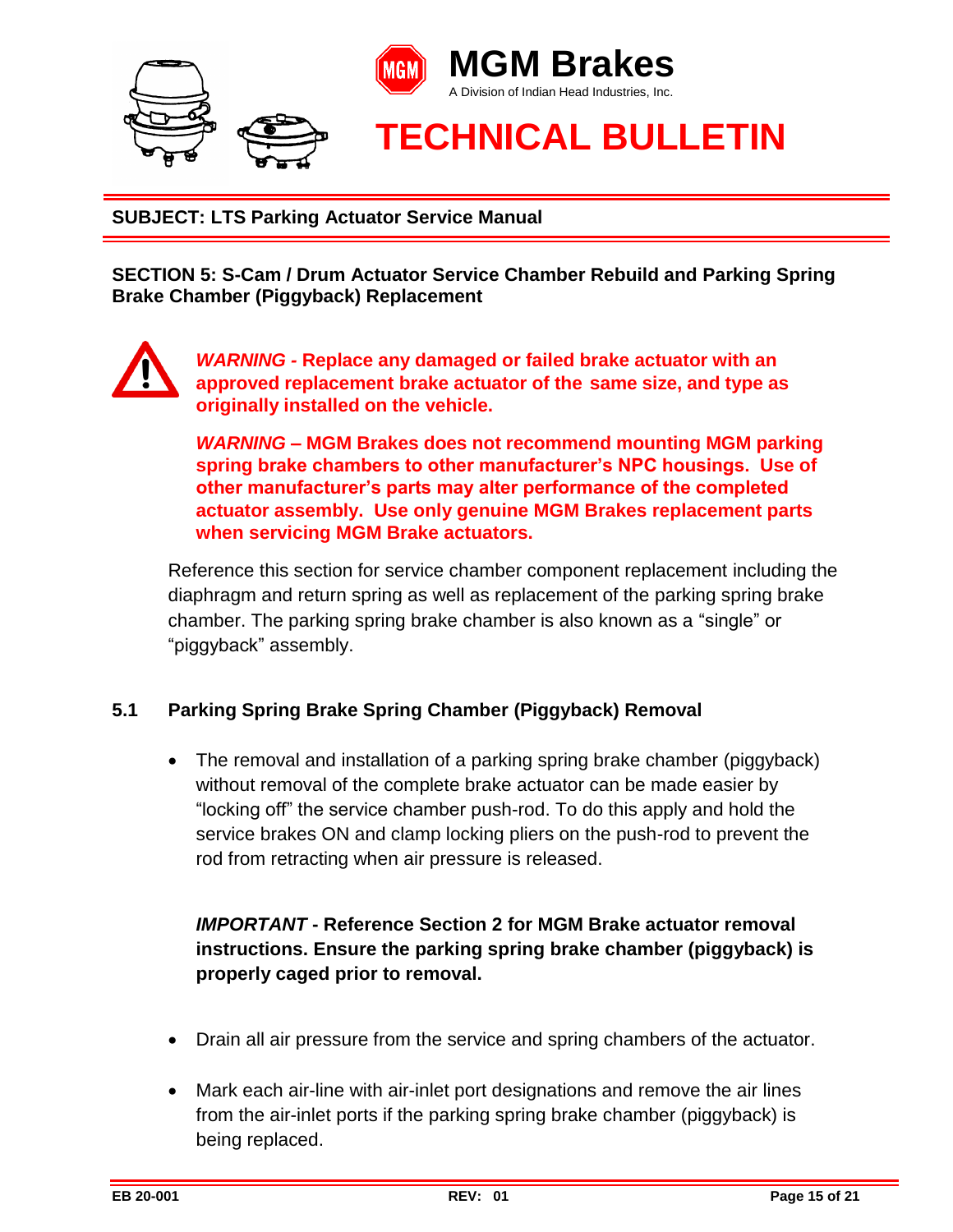**MGM Brakes**
A Division of Indian Head Industries, Inc.

# TECHNICAL BULLETIN

**SUBJECT: LTS Parking Actuator Service Manual**

## SECTION 5: S-Cam / Drum Actuator Service Chamber Rebuild and Parking Spring Brake Chamber (Piggyback) Replacement

***WARNING* - Replace any damaged or failed brake actuator with an approved replacement brake actuator of the same size, and type as originally installed on the vehicle.**

***WARNING* – MGM Brakes does not recommend mounting MGM parking spring brake chambers to other manufacturer's NPC housings. Use of other manufacturer's parts may alter performance of the completed actuator assembly. Use only genuine MGM Brakes replacement parts when servicing MGM Brake actuators.**

Reference this section for service chamber component replacement including the diaphragm and return spring as well as replacement of the parking spring brake chamber. The parking spring brake chamber is also known as a "single" or "piggyback" assembly.

### 5.1 Parking Spring Brake Spring Chamber (Piggyback) Removal

- The removal and installation of a parking spring brake chamber (piggyback) without removal of the complete brake actuator can be made easier by "locking off" the service chamber push-rod. To do this apply and hold the service brakes ON and clamp locking pliers on the push-rod to prevent the rod from retracting when air pressure is released.

  ***IMPORTANT* - Reference Section 2 for MGM Brake actuator removal instructions. Ensure the parking spring brake chamber (piggyback) is properly caged prior to removal.**

- Drain all air pressure from the service and spring chambers of the actuator.
- Mark each air-line with air-inlet port designations and remove the air lines from the air-inlet ports if the parking spring brake chamber (piggyback) is being replaced.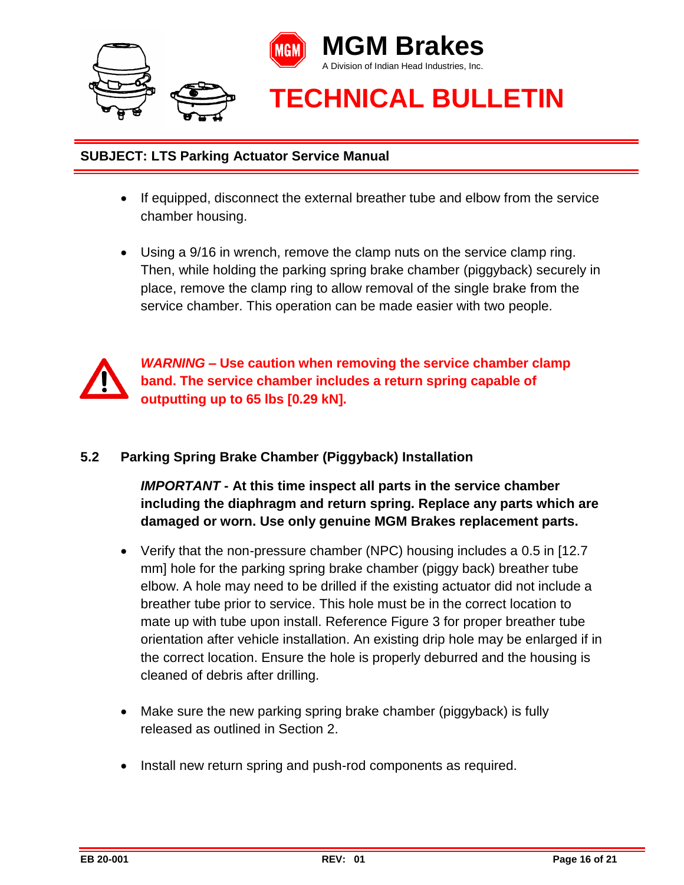- If equipped, disconnect the external breather tube and elbow from the service chamber housing.

- Using a 9/16 in wrench, remove the clamp nuts on the service clamp ring. Then, while holding the parking spring brake chamber (piggyback) securely in place, remove the clamp ring to allow removal of the single brake from the service chamber. This operation can be made easier with two people.

***WARNING* – Use caution when removing the service chamber clamp band. The service chamber includes a return spring capable of outputting up to 65 lbs [0.29 kN].**

## 5.2 Parking Spring Brake Chamber (Piggyback) Installation

***IMPORTANT* - At this time inspect all parts in the service chamber including the diaphragm and return spring. Replace any parts which are damaged or worn. Use only genuine MGM Brakes replacement parts.**

- Verify that the non-pressure chamber (NPC) housing includes a 0.5 in [12.7 mm] hole for the parking spring brake chamber (piggy back) breather tube elbow. A hole may need to be drilled if the existing actuator did not include a breather tube prior to service. This hole must be in the correct location to mate up with tube upon install. Reference Figure 3 for proper breather tube orientation after vehicle installation. An existing drip hole may be enlarged if in the correct location. Ensure the hole is properly deburred and the housing is cleaned of debris after drilling.

- Make sure the new parking spring brake chamber (piggyback) is fully released as outlined in Section 2.

- Install new return spring and push-rod components as required.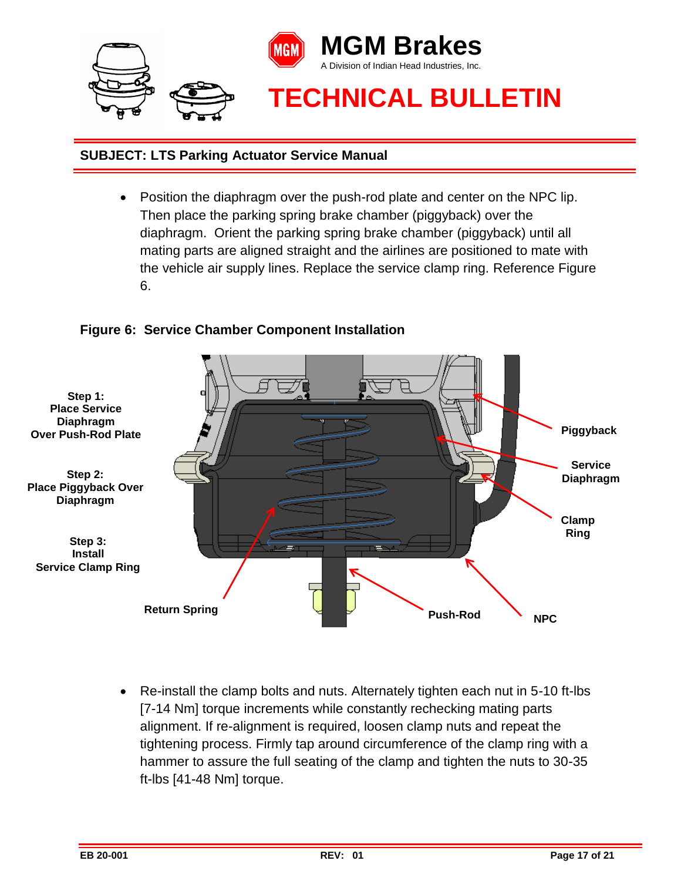**SUBJECT: LTS Parking Actuator Service Manual**

- Position the diaphragm over the push-rod plate and center on the NPC lip. Then place the parking spring brake chamber (piggyback) over the diaphragm. Orient the parking spring brake chamber (piggyback) until all mating parts are aligned straight and the airlines are positioned to mate with the vehicle air supply lines. Replace the service clamp ring. Reference Figure 6.

**Figure 6: Service Chamber Component Installation**

**Step 1: Place Service Diaphragm Over Push-Rod Plate**

**Step 2: Place Piggyback Over Diaphragm**

**Step 3: Install Service Clamp Ring**

**Piggyback**

**Service Diaphragm**

**Clamp Ring**

**Return Spring**

**Push-Rod**

**NPC**

- Re-install the clamp bolts and nuts. Alternately tighten each nut in 5-10 ft-lbs [7-14 Nm] torque increments while constantly rechecking mating parts alignment. If re-alignment is required, loosen clamp nuts and repeat the tightening process. Firmly tap around circumference of the clamp ring with a hammer to assure the full seating of the clamp and tighten the nuts to 30-35 ft-lbs [41-48 Nm] torque.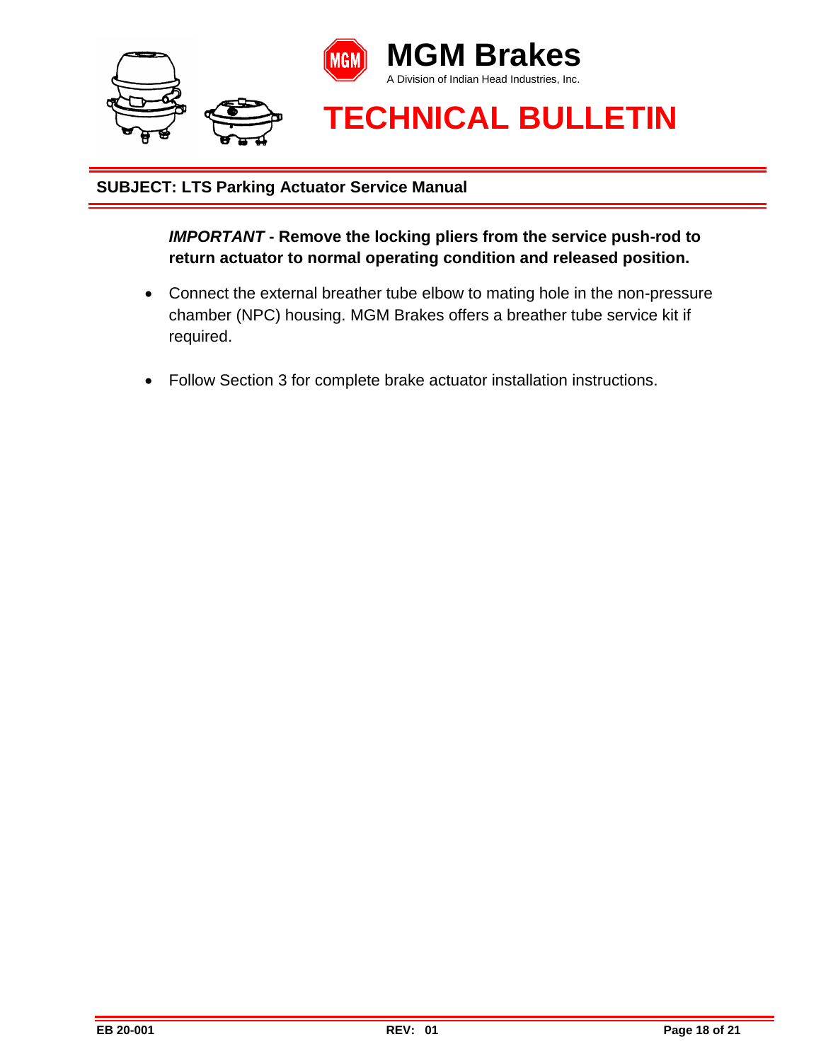***IMPORTANT*** **- Remove the locking pliers from the service push-rod to return actuator to normal operating condition and released position.**

- Connect the external breather tube elbow to mating hole in the non-pressure chamber (NPC) housing. MGM Brakes offers a breather tube service kit if required.

- Follow Section 3 for complete brake actuator installation instructions.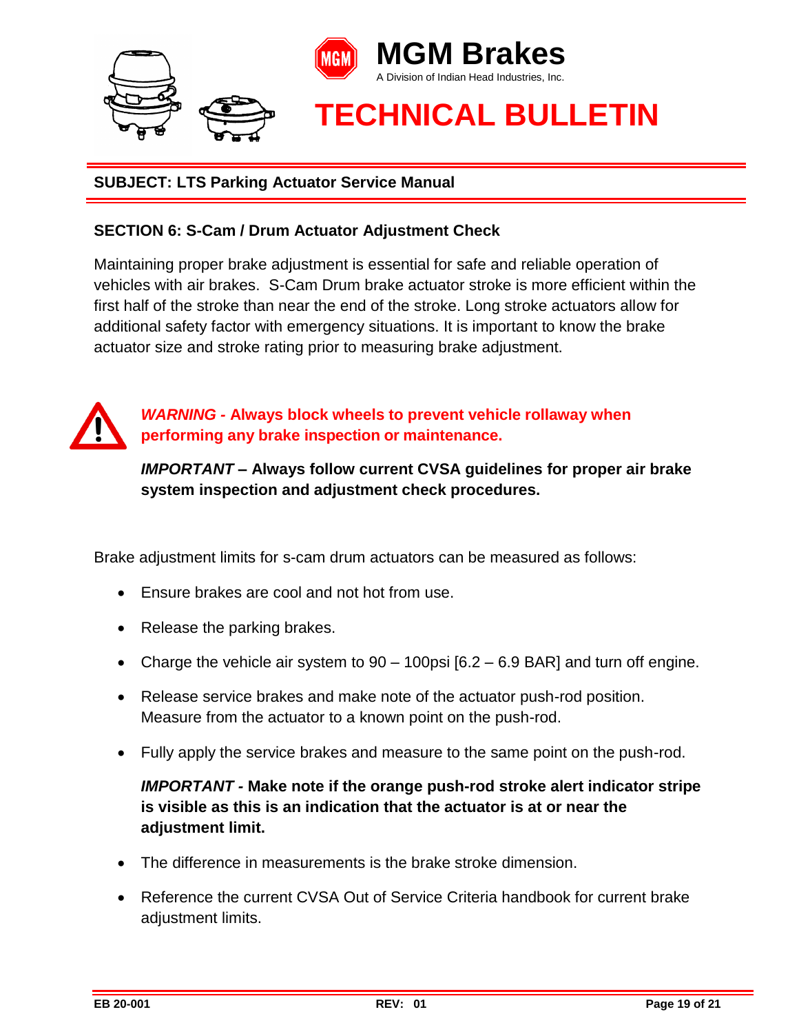# MGM Brakes

A Division of Indian Head Industries, Inc.

# TECHNICAL BULLETIN

**SUBJECT: LTS Parking Actuator Service Manual**

## SECTION 6: S-Cam / Drum Actuator Adjustment Check

Maintaining proper brake adjustment is essential for safe and reliable operation of vehicles with air brakes. S-Cam Drum brake actuator stroke is more efficient within the first half of the stroke than near the end of the stroke. Long stroke actuators allow for additional safety factor with emergency situations. It is important to know the brake actuator size and stroke rating prior to measuring brake adjustment.

***WARNING* - Always block wheels to prevent vehicle rollaway when performing any brake inspection or maintenance.**

***IMPORTANT* – Always follow current CVSA guidelines for proper air brake system inspection and adjustment check procedures.**

Brake adjustment limits for s-cam drum actuators can be measured as follows:

- Ensure brakes are cool and not hot from use.
- Release the parking brakes.
- Charge the vehicle air system to 90 – 100psi [6.2 – 6.9 BAR] and turn off engine.
- Release service brakes and make note of the actuator push-rod position. Measure from the actuator to a known point on the push-rod.
- Fully apply the service brakes and measure to the same point on the push-rod.

  ***IMPORTANT* - Make note if the orange push-rod stroke alert indicator stripe is visible as this is an indication that the actuator is at or near the adjustment limit.**

- The difference in measurements is the brake stroke dimension.
- Reference the current CVSA Out of Service Criteria handbook for current brake adjustment limits.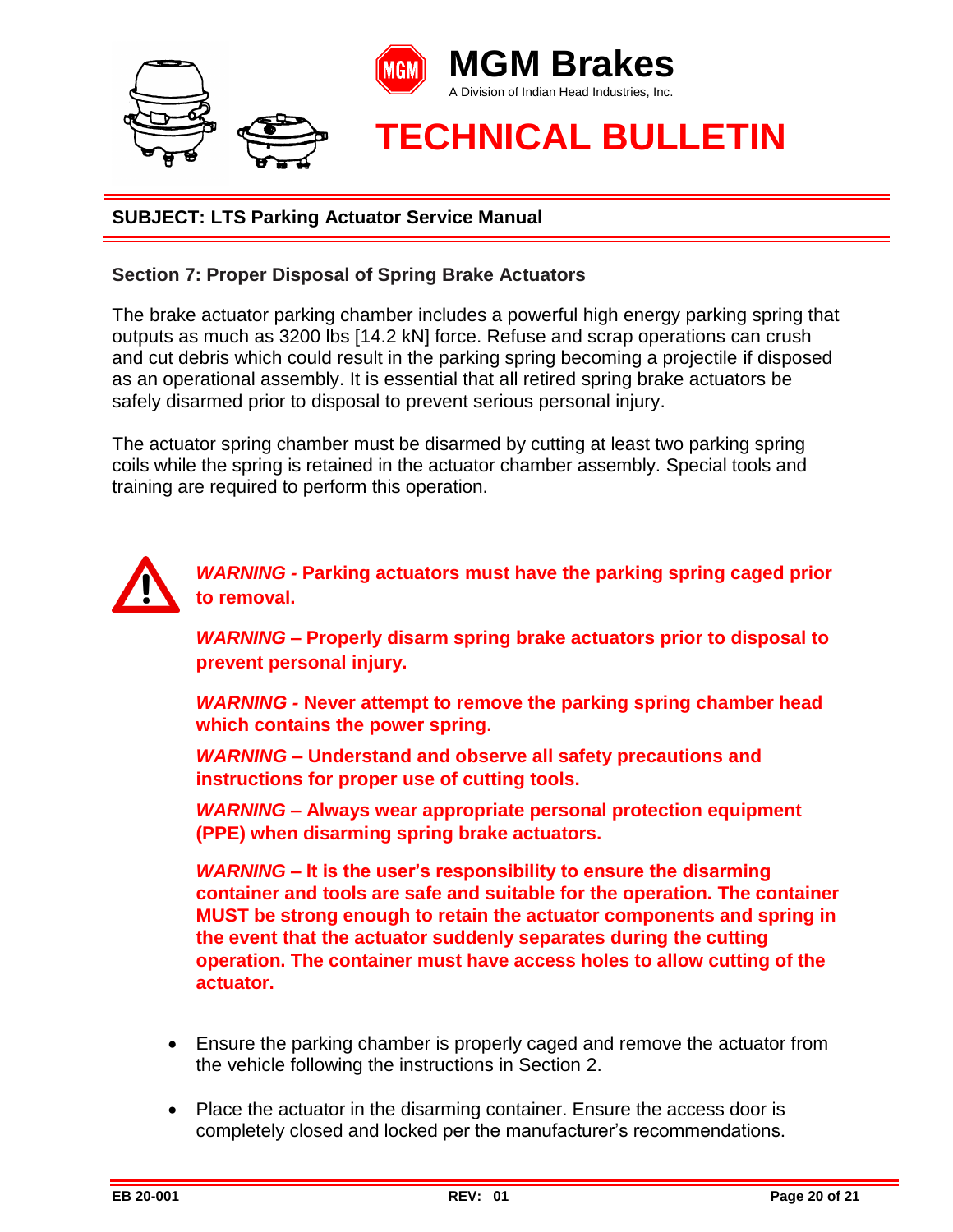**MGM Brakes**
A Division of Indian Head Industries, Inc.

# TECHNICAL BULLETIN

**SUBJECT: LTS Parking Actuator Service Manual**

## Section 7: Proper Disposal of Spring Brake Actuators

The brake actuator parking chamber includes a powerful high energy parking spring that outputs as much as 3200 lbs [14.2 kN] force. Refuse and scrap operations can crush and cut debris which could result in the parking spring becoming a projectile if disposed as an operational assembly. It is essential that all retired spring brake actuators be safely disarmed prior to disposal to prevent serious personal injury.

The actuator spring chamber must be disarmed by cutting at least two parking spring coils while the spring is retained in the actuator chamber assembly. Special tools and training are required to perform this operation.

***WARNING*** **- Parking actuators must have the parking spring caged prior to removal.**

***WARNING*** **– Properly disarm spring brake actuators prior to disposal to prevent personal injury.**

***WARNING*** **- Never attempt to remove the parking spring chamber head which contains the power spring.**

***WARNING*** **– Understand and observe all safety precautions and instructions for proper use of cutting tools.**

***WARNING*** **– Always wear appropriate personal protection equipment (PPE) when disarming spring brake actuators.**

***WARNING*** **– It is the user's responsibility to ensure the disarming container and tools are safe and suitable for the operation. The container MUST be strong enough to retain the actuator components and spring in the event that the actuator suddenly separates during the cutting operation. The container must have access holes to allow cutting of the actuator.**

- Ensure the parking chamber is properly caged and remove the actuator from the vehicle following the instructions in Section 2.
- Place the actuator in the disarming container. Ensure the access door is completely closed and locked per the manufacturer's recommendations.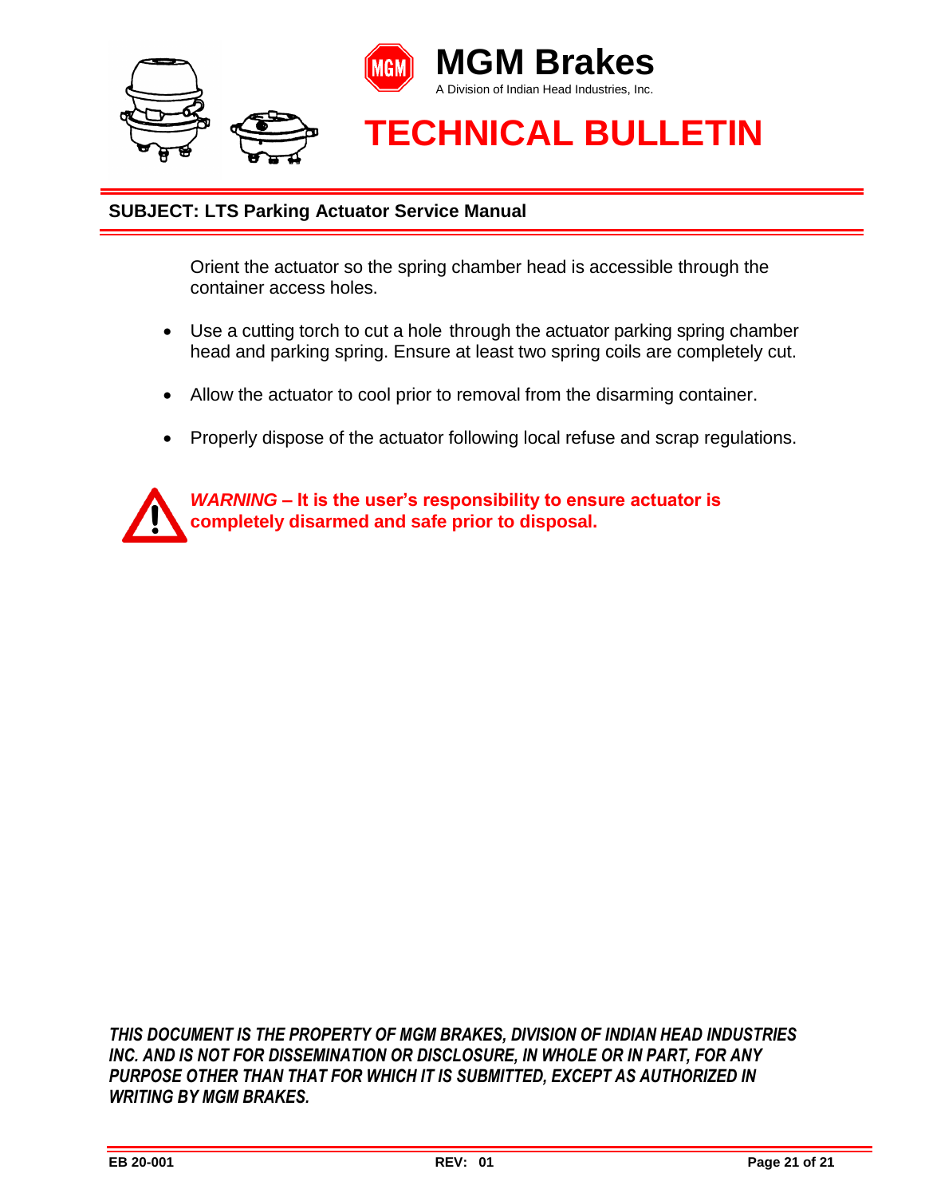Orient the actuator so the spring chamber head is accessible through the container access holes.

- Use a cutting torch to cut a hole through the actuator parking spring chamber head and parking spring. Ensure at least two spring coils are completely cut.

- Allow the actuator to cool prior to removal from the disarming container.

- Properly dispose of the actuator following local refuse and scrap regulations.

***WARNING*** **– It is the user's responsibility to ensure actuator is completely disarmed and safe prior to disposal.**

***THIS DOCUMENT IS THE PROPERTY OF MGM BRAKES, DIVISION OF INDIAN HEAD INDUSTRIES INC. AND IS NOT FOR DISSEMINATION OR DISCLOSURE, IN WHOLE OR IN PART, FOR ANY PURPOSE OTHER THAN THAT FOR WHICH IT IS SUBMITTED, EXCEPT AS AUTHORIZED IN WRITING BY MGM BRAKES.***